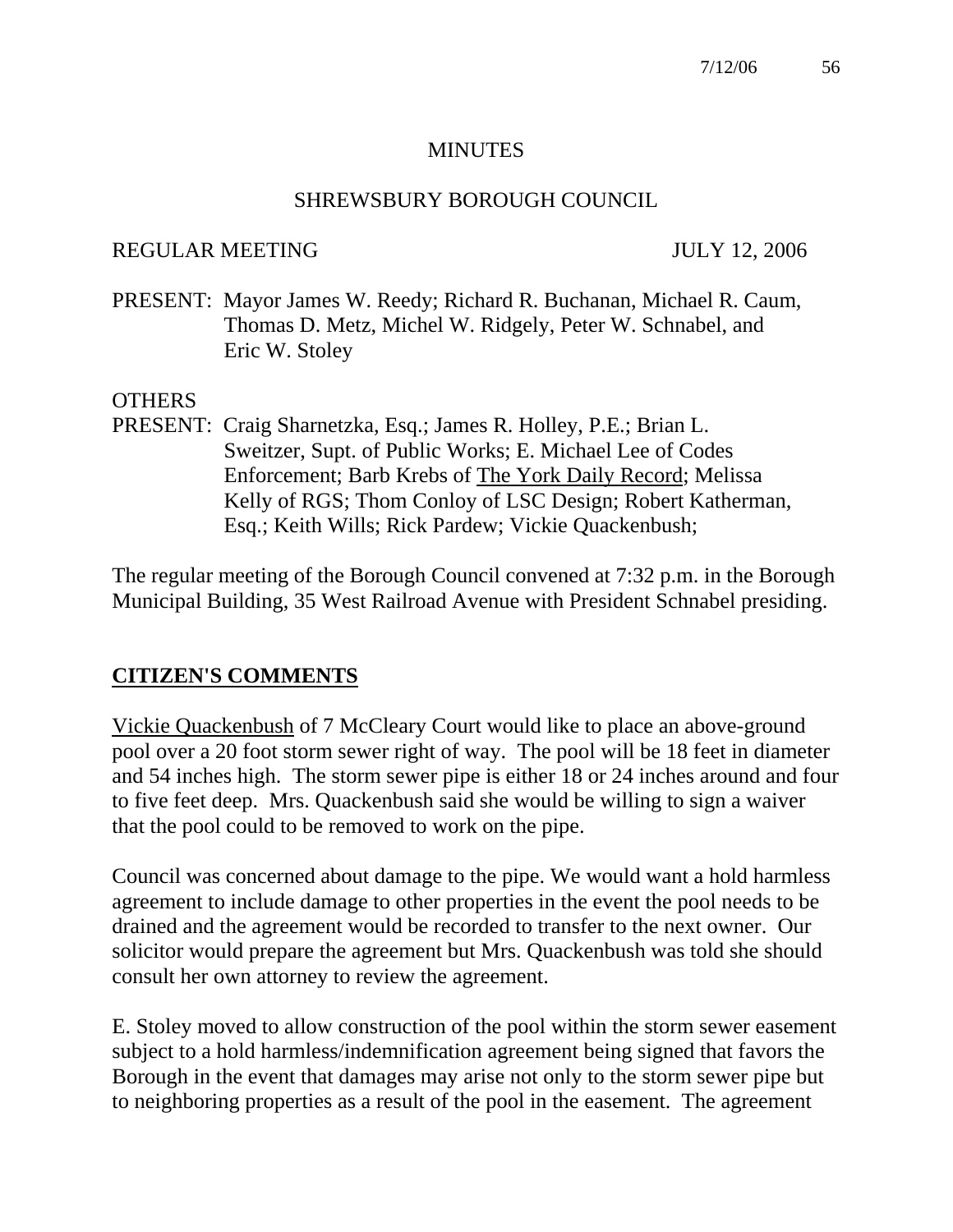# MINUTES

## SHREWSBURY BOROUGH COUNCIL

REGULAR MEETING JULY 12, 2006

PRESENT: Mayor James W. Reedy; Richard R. Buchanan, Michael R. Caum, Thomas D. Metz, Michel W. Ridgely, Peter W. Schnabel, and Eric W. Stoley

OTHERS
PRESENT: Craig Sharnetzka, Esq.; James R. Holley, P.E.; Brian L. Sweitzer, Supt. of Public Works; E. Michael Lee of Codes Enforcement; Barb Krebs of The York Daily Record; Melissa Kelly of RGS; Thom Conloy of LSC Design; Robert Katherman, Esq.; Keith Wills; Rick Pardew; Vickie Quackenbush;

The regular meeting of the Borough Council convened at 7:32 p.m. in the Borough Municipal Building, 35 West Railroad Avenue with President Schnabel presiding.

## CITIZEN'S COMMENTS

Vickie Quackenbush of 7 McCleary Court would like to place an above-ground pool over a 20 foot storm sewer right of way. The pool will be 18 feet in diameter and 54 inches high. The storm sewer pipe is either 18 or 24 inches around and four to five feet deep. Mrs. Quackenbush said she would be willing to sign a waiver that the pool could to be removed to work on the pipe.

Council was concerned about damage to the pipe. We would want a hold harmless agreement to include damage to other properties in the event the pool needs to be drained and the agreement would be recorded to transfer to the next owner. Our solicitor would prepare the agreement but Mrs. Quackenbush was told she should consult her own attorney to review the agreement.

E. Stoley moved to allow construction of the pool within the storm sewer easement subject to a hold harmless/indemnification agreement being signed that favors the Borough in the event that damages may arise not only to the storm sewer pipe but to neighboring properties as a result of the pool in the easement. The agreement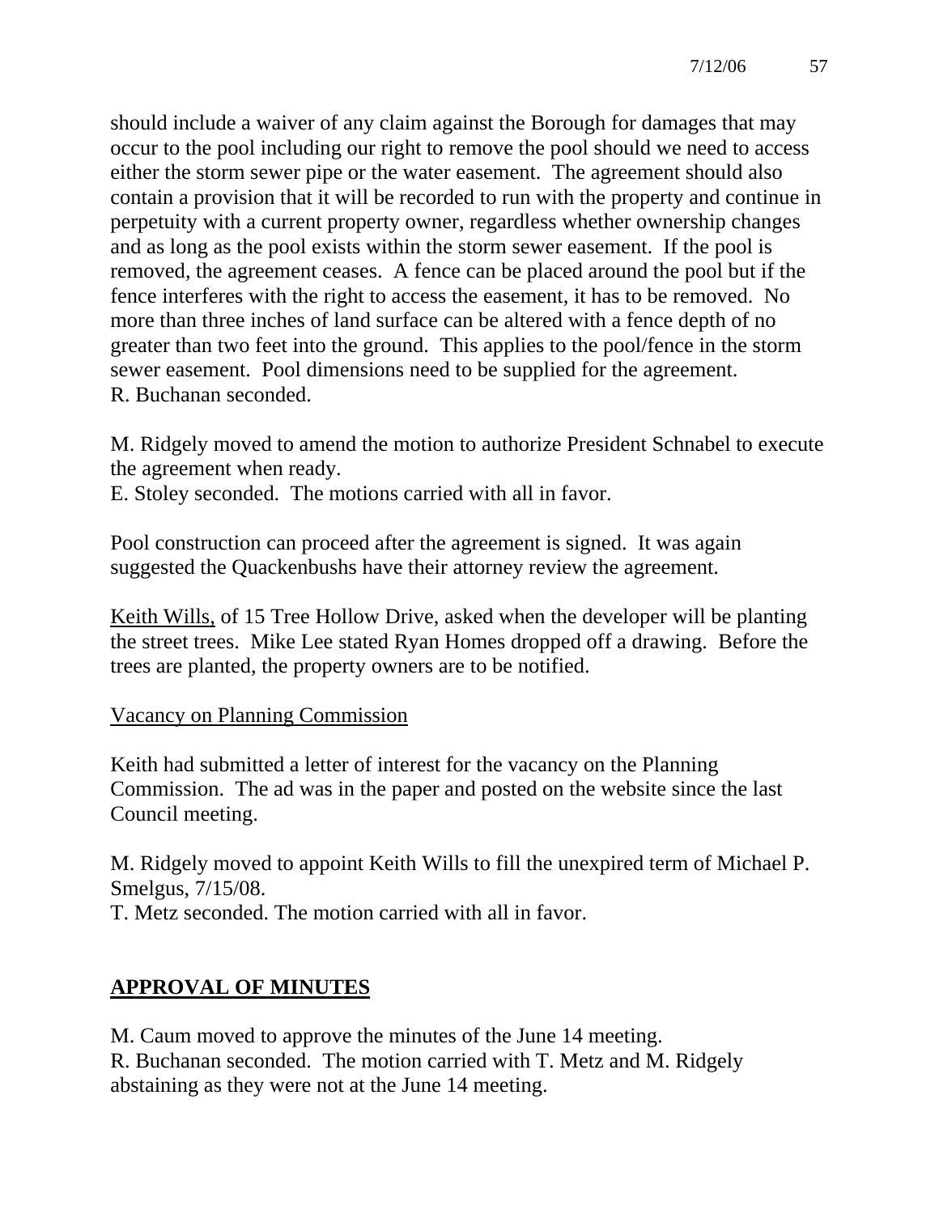should include a waiver of any claim against the Borough for damages that may occur to the pool including our right to remove the pool should we need to access either the storm sewer pipe or the water easement. The agreement should also contain a provision that it will be recorded to run with the property and continue in perpetuity with a current property owner, regardless whether ownership changes and as long as the pool exists within the storm sewer easement. If the pool is removed, the agreement ceases. A fence can be placed around the pool but if the fence interferes with the right to access the easement, it has to be removed. No more than three inches of land surface can be altered with a fence depth of no greater than two feet into the ground. This applies to the pool/fence in the storm sewer easement. Pool dimensions need to be supplied for the agreement.
R. Buchanan seconded.

M. Ridgely moved to amend the motion to authorize President Schnabel to execute the agreement when ready.
E. Stoley seconded. The motions carried with all in favor.

Pool construction can proceed after the agreement is signed. It was again suggested the Quackenbushs have their attorney review the agreement.

Keith Wills, of 15 Tree Hollow Drive, asked when the developer will be planting the street trees. Mike Lee stated Ryan Homes dropped off a drawing. Before the trees are planted, the property owners are to be notified.

Vacancy on Planning Commission

Keith had submitted a letter of interest for the vacancy on the Planning Commission. The ad was in the paper and posted on the website since the last Council meeting.

M. Ridgely moved to appoint Keith Wills to fill the unexpired term of Michael P. Smelgus, 7/15/08.
T. Metz seconded. The motion carried with all in favor.

## APPROVAL OF MINUTES

M. Caum moved to approve the minutes of the June 14 meeting.
R. Buchanan seconded. The motion carried with T. Metz and M. Ridgely abstaining as they were not at the June 14 meeting.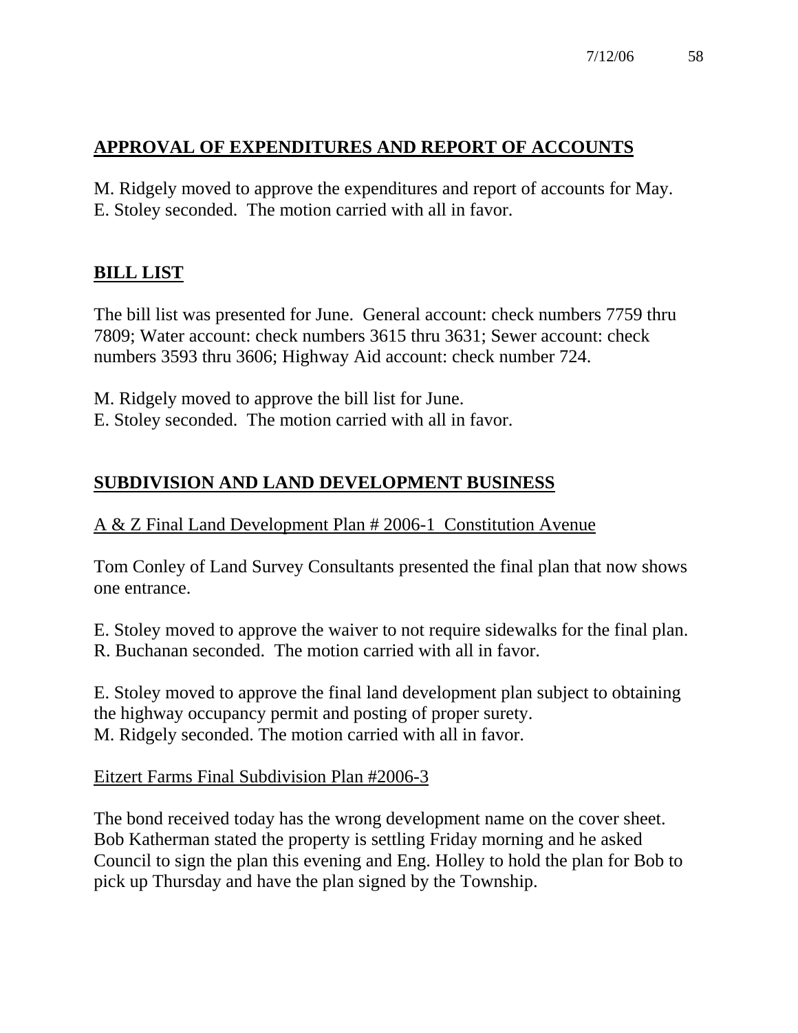## APPROVAL OF EXPENDITURES AND REPORT OF ACCOUNTS

M. Ridgely moved to approve the expenditures and report of accounts for May.
E. Stoley seconded. The motion carried with all in favor.

## BILL LIST

The bill list was presented for June. General account: check numbers 7759 thru 7809; Water account: check numbers 3615 thru 3631; Sewer account: check numbers 3593 thru 3606; Highway Aid account: check number 724.

M. Ridgely moved to approve the bill list for June.
E. Stoley seconded. The motion carried with all in favor.

## SUBDIVISION AND LAND DEVELOPMENT BUSINESS

### A & Z Final Land Development Plan # 2006-1 Constitution Avenue

Tom Conley of Land Survey Consultants presented the final plan that now shows one entrance.

E. Stoley moved to approve the waiver to not require sidewalks for the final plan.
R. Buchanan seconded. The motion carried with all in favor.

E. Stoley moved to approve the final land development plan subject to obtaining the highway occupancy permit and posting of proper surety.
M. Ridgely seconded. The motion carried with all in favor.

### Eitzert Farms Final Subdivision Plan #2006-3

The bond received today has the wrong development name on the cover sheet. Bob Katherman stated the property is settling Friday morning and he asked Council to sign the plan this evening and Eng. Holley to hold the plan for Bob to pick up Thursday and have the plan signed by the Township.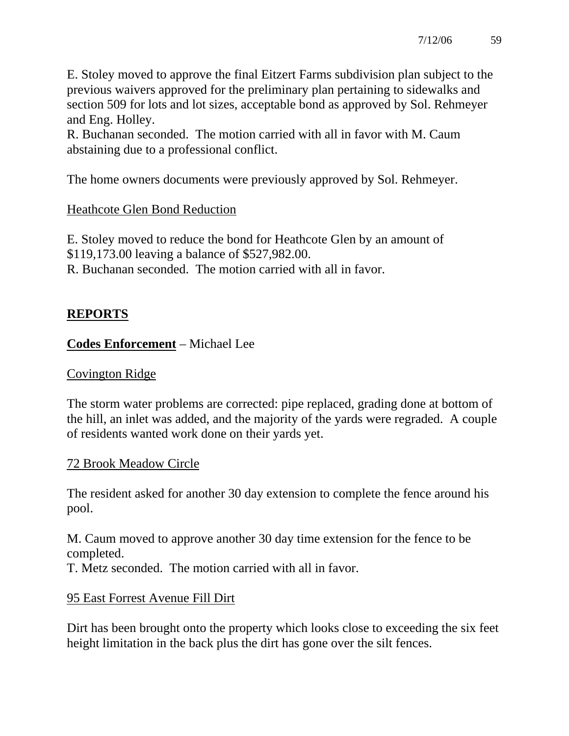E. Stoley moved to approve the final Eitzert Farms subdivision plan subject to the previous waivers approved for the preliminary plan pertaining to sidewalks and section 509 for lots and lot sizes, acceptable bond as approved by Sol. Rehmeyer and Eng. Holley.
R. Buchanan seconded. The motion carried with all in favor with M. Caum abstaining due to a professional conflict.

The home owners documents were previously approved by Sol. Rehmeyer.

<u>Heathcote Glen Bond Reduction</u>

E. Stoley moved to reduce the bond for Heathcote Glen by an amount of $119,173.00 leaving a balance of $527,982.00.
R. Buchanan seconded. The motion carried with all in favor.

## REPORTS

**Codes Enforcement** – Michael Lee

<u>Covington Ridge</u>

The storm water problems are corrected: pipe replaced, grading done at bottom of the hill, an inlet was added, and the majority of the yards were regraded. A couple of residents wanted work done on their yards yet.

<u>72 Brook Meadow Circle</u>

The resident asked for another 30 day extension to complete the fence around his pool.

M. Caum moved to approve another 30 day time extension for the fence to be completed.
T. Metz seconded. The motion carried with all in favor.

<u>95 East Forrest Avenue Fill Dirt</u>

Dirt has been brought onto the property which looks close to exceeding the six feet height limitation in the back plus the dirt has gone over the silt fences.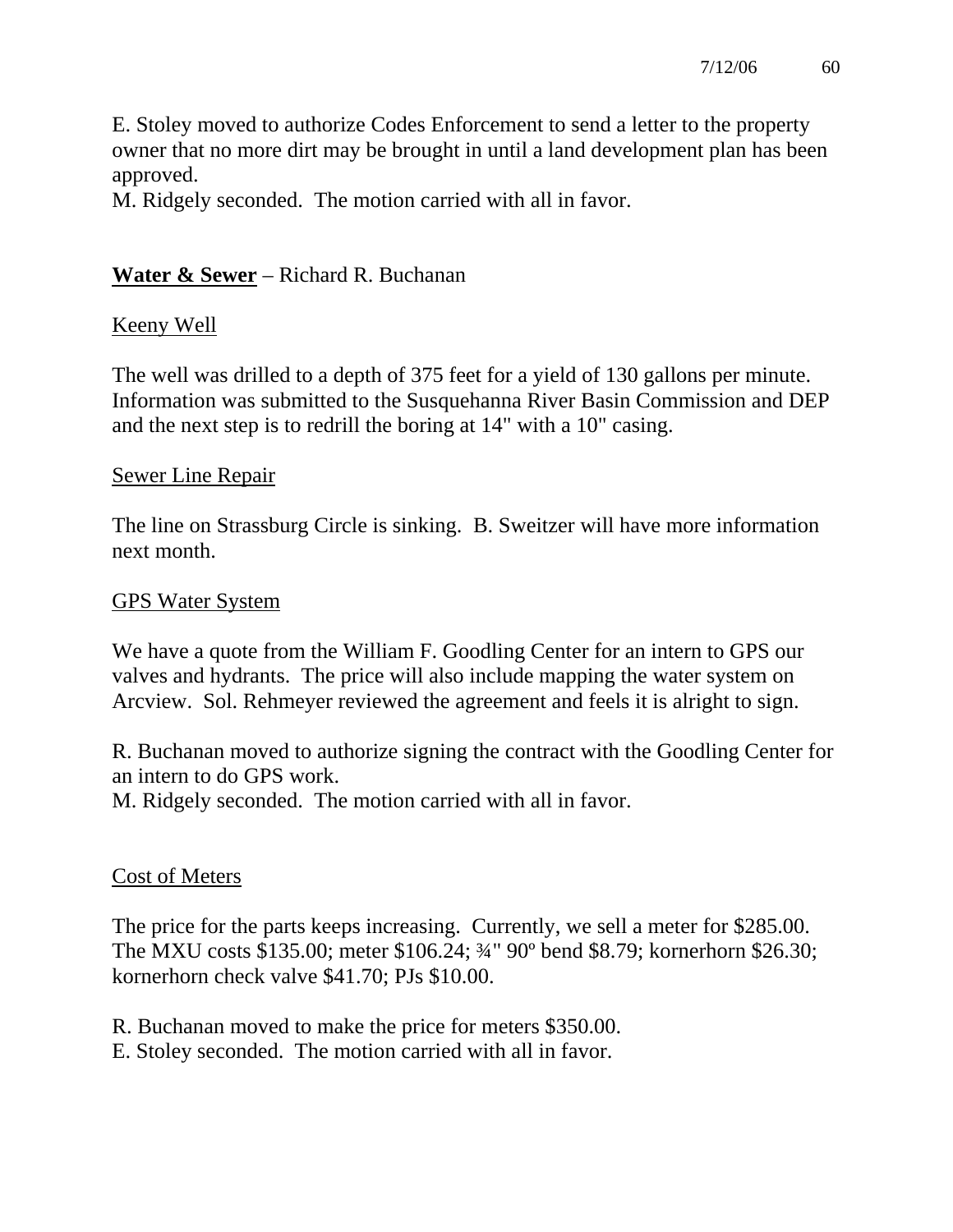E. Stoley moved to authorize Codes Enforcement to send a letter to the property owner that no more dirt may be brought in until a land development plan has been approved.
M. Ridgely seconded. The motion carried with all in favor.

**<u>Water & Sewer</u>** – Richard R. Buchanan

<u>Keeny Well</u>

The well was drilled to a depth of 375 feet for a yield of 130 gallons per minute. Information was submitted to the Susquehanna River Basin Commission and DEP and the next step is to redrill the boring at 14" with a 10" casing.

<u>Sewer Line Repair</u>

The line on Strassburg Circle is sinking. B. Sweitzer will have more information next month.

<u>GPS Water System</u>

We have a quote from the William F. Goodling Center for an intern to GPS our valves and hydrants. The price will also include mapping the water system on Arcview. Sol. Rehmeyer reviewed the agreement and feels it is alright to sign.

R. Buchanan moved to authorize signing the contract with the Goodling Center for an intern to do GPS work.
M. Ridgely seconded. The motion carried with all in favor.

<u>Cost of Meters</u>

The price for the parts keeps increasing. Currently, we sell a meter for $285.00. The MXU costs $135.00; meter $106.24; ¾" 90º bend $8.79; kornerhorn $26.30; kornerhorn check valve $41.70; PJs $10.00.

R. Buchanan moved to make the price for meters $350.00.
E. Stoley seconded. The motion carried with all in favor.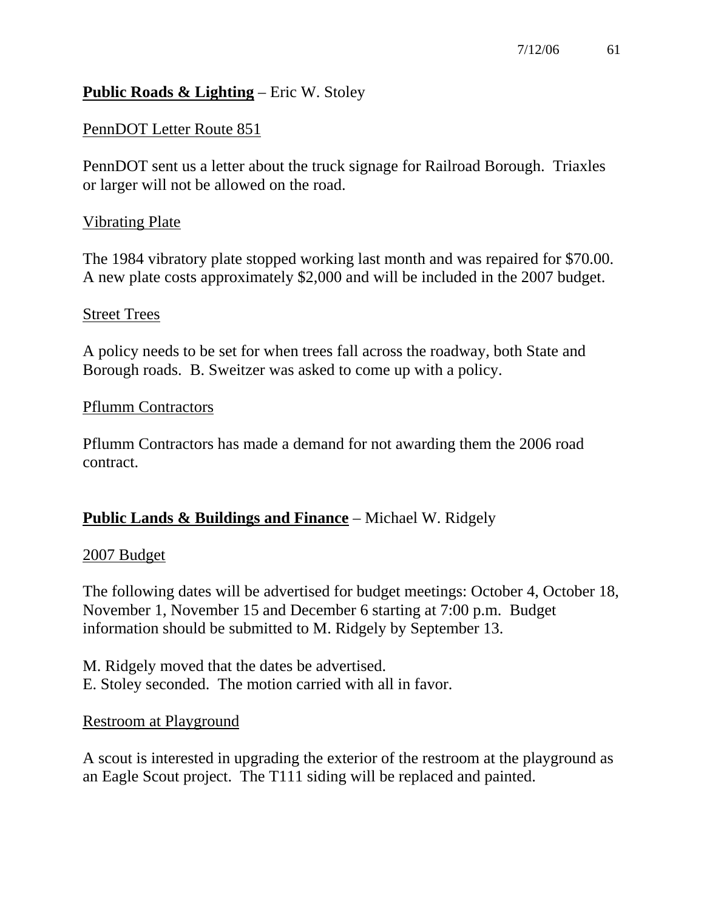**Public Roads & Lighting** – Eric W. Stoley

PennDOT Letter Route 851

PennDOT sent us a letter about the truck signage for Railroad Borough. Triaxles or larger will not be allowed on the road.

Vibrating Plate

The 1984 vibratory plate stopped working last month and was repaired for $70.00. A new plate costs approximately $2,000 and will be included in the 2007 budget.

Street Trees

A policy needs to be set for when trees fall across the roadway, both State and Borough roads. B. Sweitzer was asked to come up with a policy.

Pflumm Contractors

Pflumm Contractors has made a demand for not awarding them the 2006 road contract.

**Public Lands & Buildings and Finance** – Michael W. Ridgely

2007 Budget

The following dates will be advertised for budget meetings: October 4, October 18, November 1, November 15 and December 6 starting at 7:00 p.m. Budget information should be submitted to M. Ridgely by September 13.

M. Ridgely moved that the dates be advertised.
E. Stoley seconded. The motion carried with all in favor.

Restroom at Playground

A scout is interested in upgrading the exterior of the restroom at the playground as an Eagle Scout project. The T111 siding will be replaced and painted.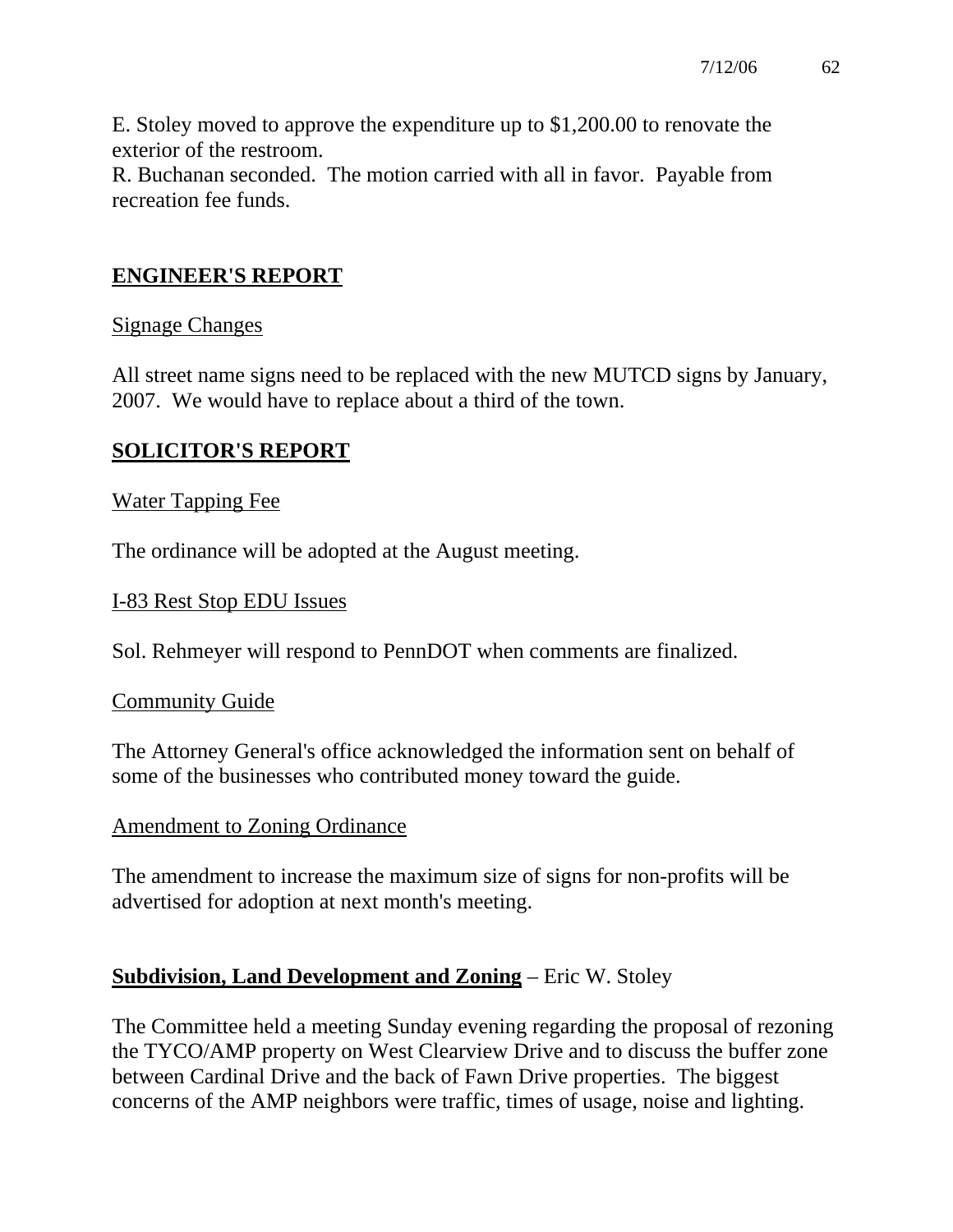E. Stoley moved to approve the expenditure up to $1,200.00 to renovate the exterior of the restroom.
R. Buchanan seconded. The motion carried with all in favor. Payable from recreation fee funds.

## ENGINEER'S REPORT

Signage Changes

All street name signs need to be replaced with the new MUTCD signs by January, 2007. We would have to replace about a third of the town.

## SOLICITOR'S REPORT

Water Tapping Fee

The ordinance will be adopted at the August meeting.

I-83 Rest Stop EDU Issues

Sol. Rehmeyer will respond to PennDOT when comments are finalized.

Community Guide

The Attorney General's office acknowledged the information sent on behalf of some of the businesses who contributed money toward the guide.

Amendment to Zoning Ordinance

The amendment to increase the maximum size of signs for non-profits will be advertised for adoption at next month's meeting.

**Subdivision, Land Development and Zoning** – Eric W. Stoley

The Committee held a meeting Sunday evening regarding the proposal of rezoning the TYCO/AMP property on West Clearview Drive and to discuss the buffer zone between Cardinal Drive and the back of Fawn Drive properties. The biggest concerns of the AMP neighbors were traffic, times of usage, noise and lighting.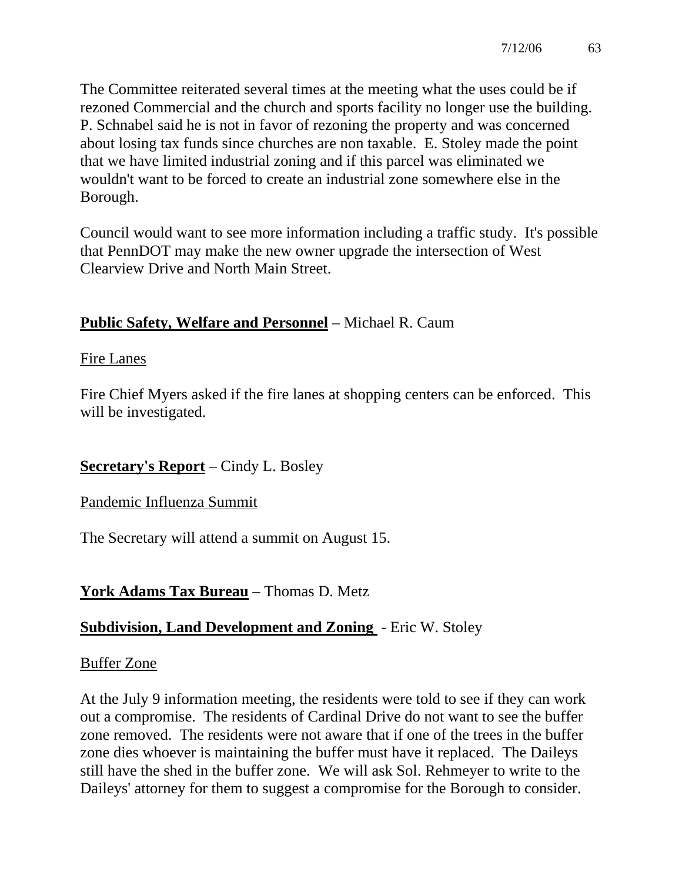The Committee reiterated several times at the meeting what the uses could be if rezoned Commercial and the church and sports facility no longer use the building. P. Schnabel said he is not in favor of rezoning the property and was concerned about losing tax funds since churches are non taxable. E. Stoley made the point that we have limited industrial zoning and if this parcel was eliminated we wouldn't want to be forced to create an industrial zone somewhere else in the Borough.

Council would want to see more information including a traffic study. It's possible that PennDOT may make the new owner upgrade the intersection of West Clearview Drive and North Main Street.

**Public Safety, Welfare and Personnel** – Michael R. Caum

Fire Lanes

Fire Chief Myers asked if the fire lanes at shopping centers can be enforced. This will be investigated.

**Secretary's Report** – Cindy L. Bosley

Pandemic Influenza Summit

The Secretary will attend a summit on August 15.

**York Adams Tax Bureau** – Thomas D. Metz

**Subdivision, Land Development and Zoning** - Eric W. Stoley

Buffer Zone

At the July 9 information meeting, the residents were told to see if they can work out a compromise. The residents of Cardinal Drive do not want to see the buffer zone removed. The residents were not aware that if one of the trees in the buffer zone dies whoever is maintaining the buffer must have it replaced. The Daileys still have the shed in the buffer zone. We will ask Sol. Rehmeyer to write to the Daileys' attorney for them to suggest a compromise for the Borough to consider.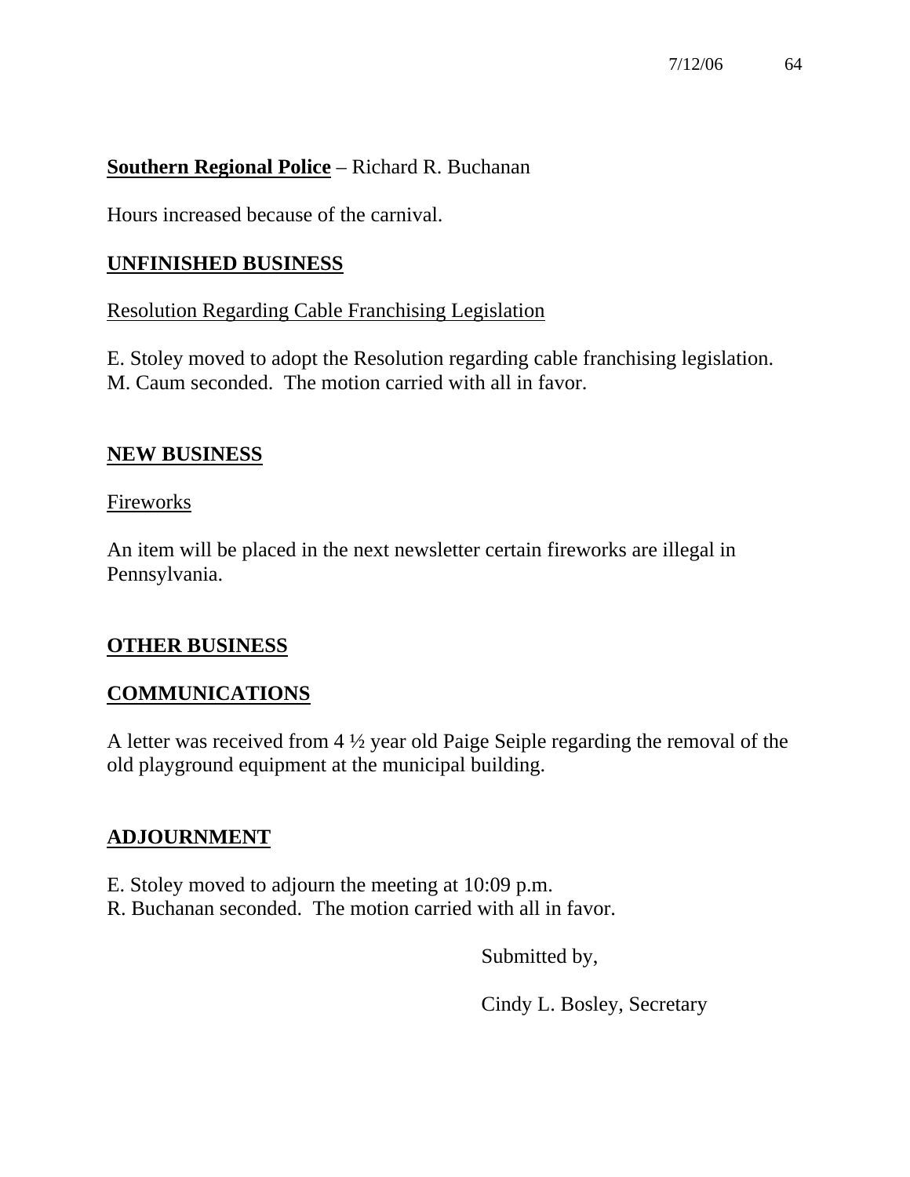**Southern Regional Police** – Richard R. Buchanan

Hours increased because of the carnival.

## UNFINISHED BUSINESS

Resolution Regarding Cable Franchising Legislation

E. Stoley moved to adopt the Resolution regarding cable franchising legislation. M. Caum seconded. The motion carried with all in favor.

## NEW BUSINESS

Fireworks

An item will be placed in the next newsletter certain fireworks are illegal in Pennsylvania.

## OTHER BUSINESS

## COMMUNICATIONS

A letter was received from 4 ½ year old Paige Seiple regarding the removal of the old playground equipment at the municipal building.

## ADJOURNMENT

E. Stoley moved to adjourn the meeting at 10:09 p.m.
R. Buchanan seconded. The motion carried with all in favor.

Submitted by,

Cindy L. Bosley, Secretary